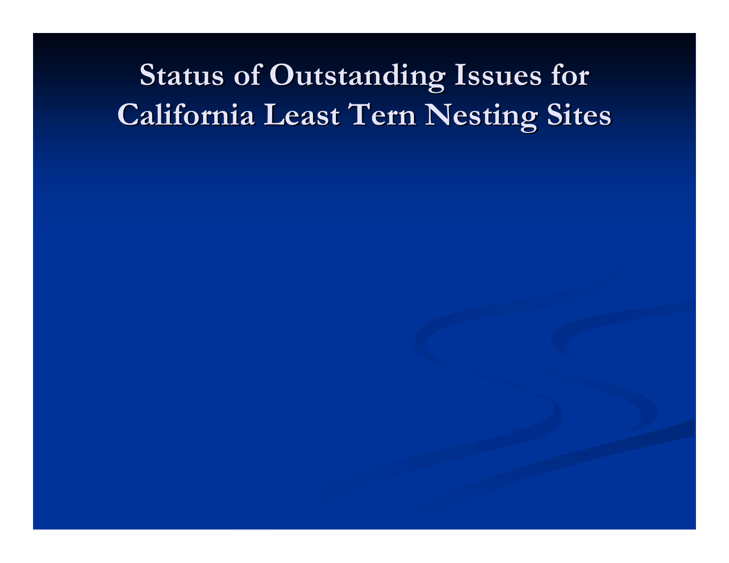# Status of Outstanding Issues for California Least Tern Nesting Sites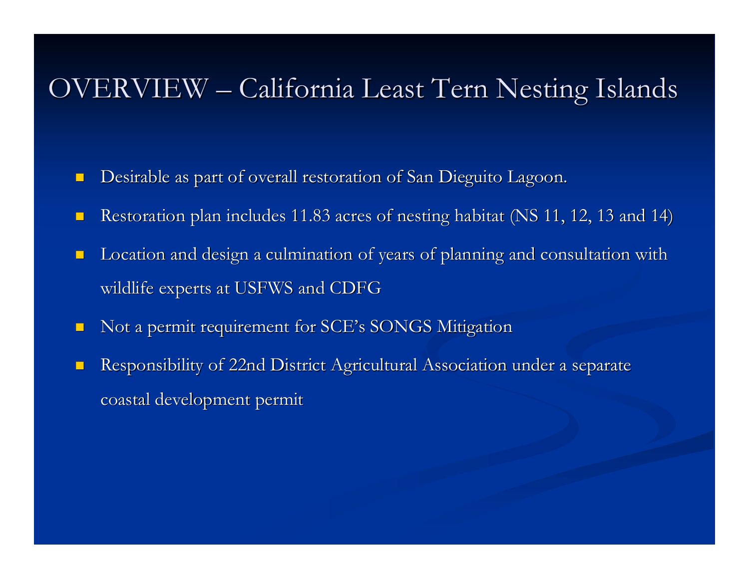# OVERVIEW – California Least Tern Nesting Islands

- Desirable as part of overall restoration of San Dieguito Lagoon.
- Restoration plan includes 11.83 acres of nesting habitat (NS 11, 12, 13 and 14)
- Location and design a culmination of years of planning and consultation with wildlife experts at USFWS and CDFG
- Not a permit requirement for SCE's SONGS Mitigation
- Responsibility of 22nd District Agricultural Association under a separate coastal development permit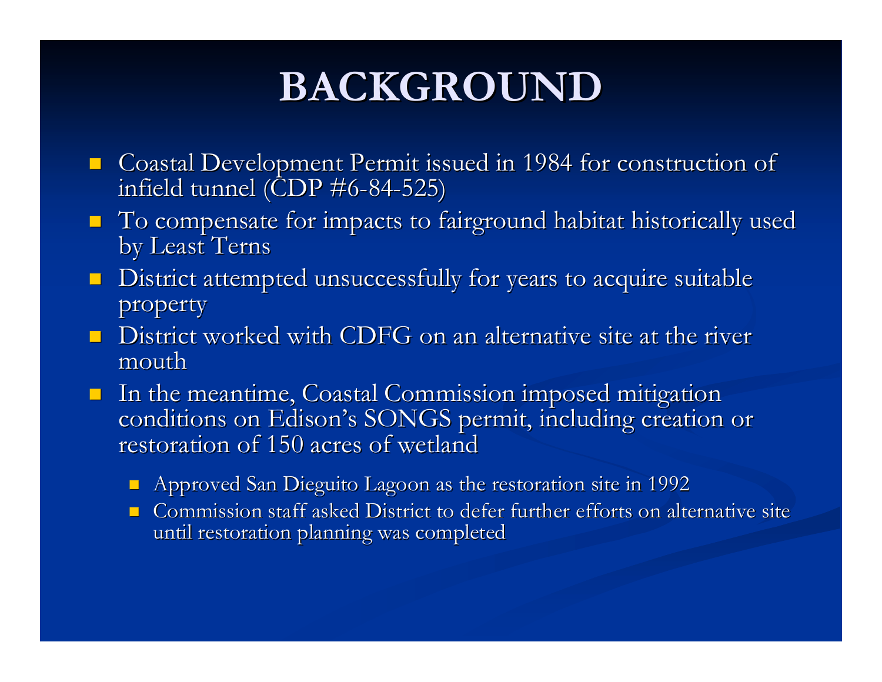# BACKGROUND

- Coastal Development Permit issued in 1984 for construction of infield tunnel (CDP #6-84-525)
- To compensate for impacts to fairground habitat historically used by Least Terns
- District attempted unsuccessfully for years to acquire suitable property
- District worked with CDFG on an alternative site at the river mouth
- In the meantime, Coastal Commission imposed mitigation conditions on Edison's SONGS permit, including creation or restoration of 150 acres of wetland
  - Approved San Dieguito Lagoon as the restoration site in 1992
  - Commission staff asked District to defer further efforts on alternative site until restoration planning was completed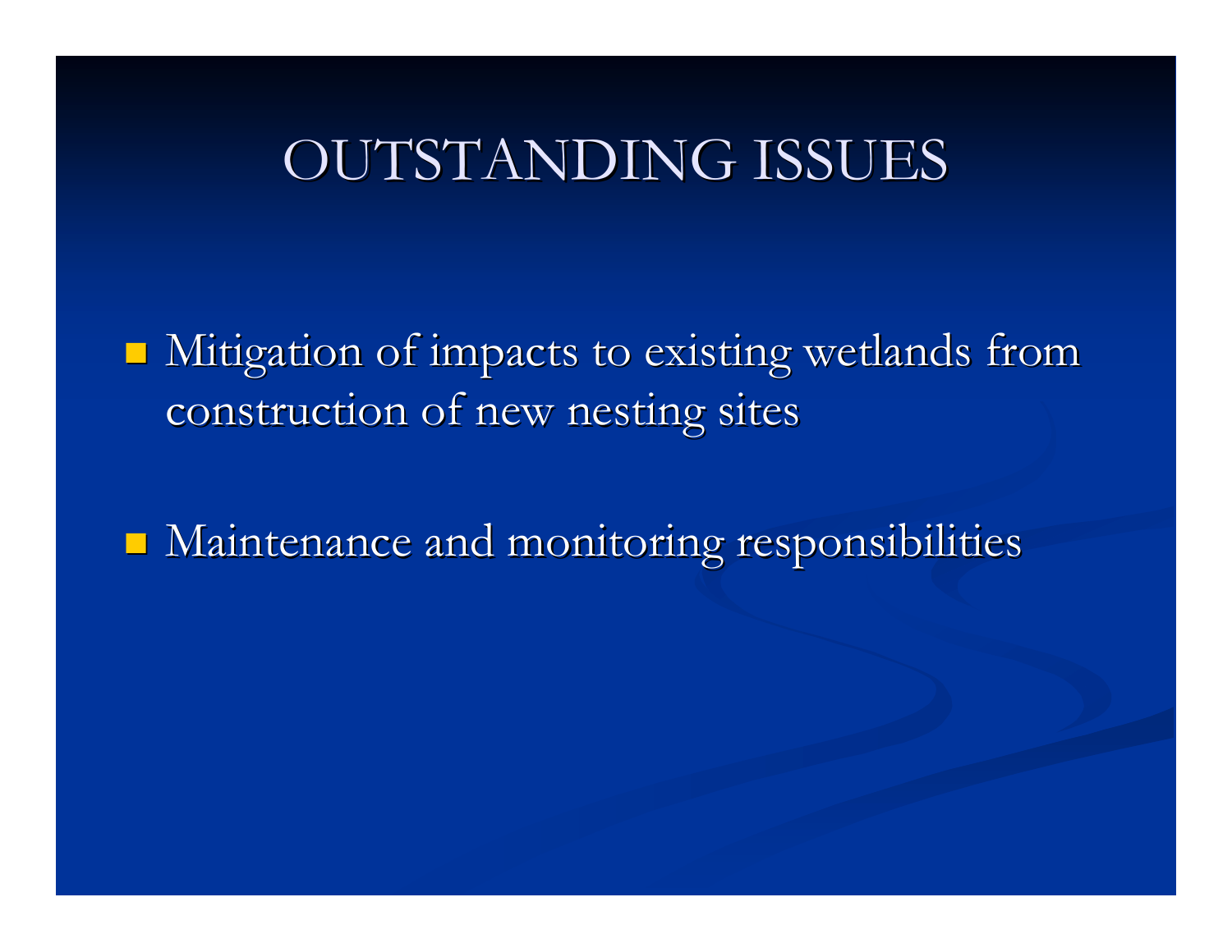# OUTSTANDING ISSUES

- Mitigation of impacts to existing wetlands from construction of new nesting sites
- Maintenance and monitoring responsibilities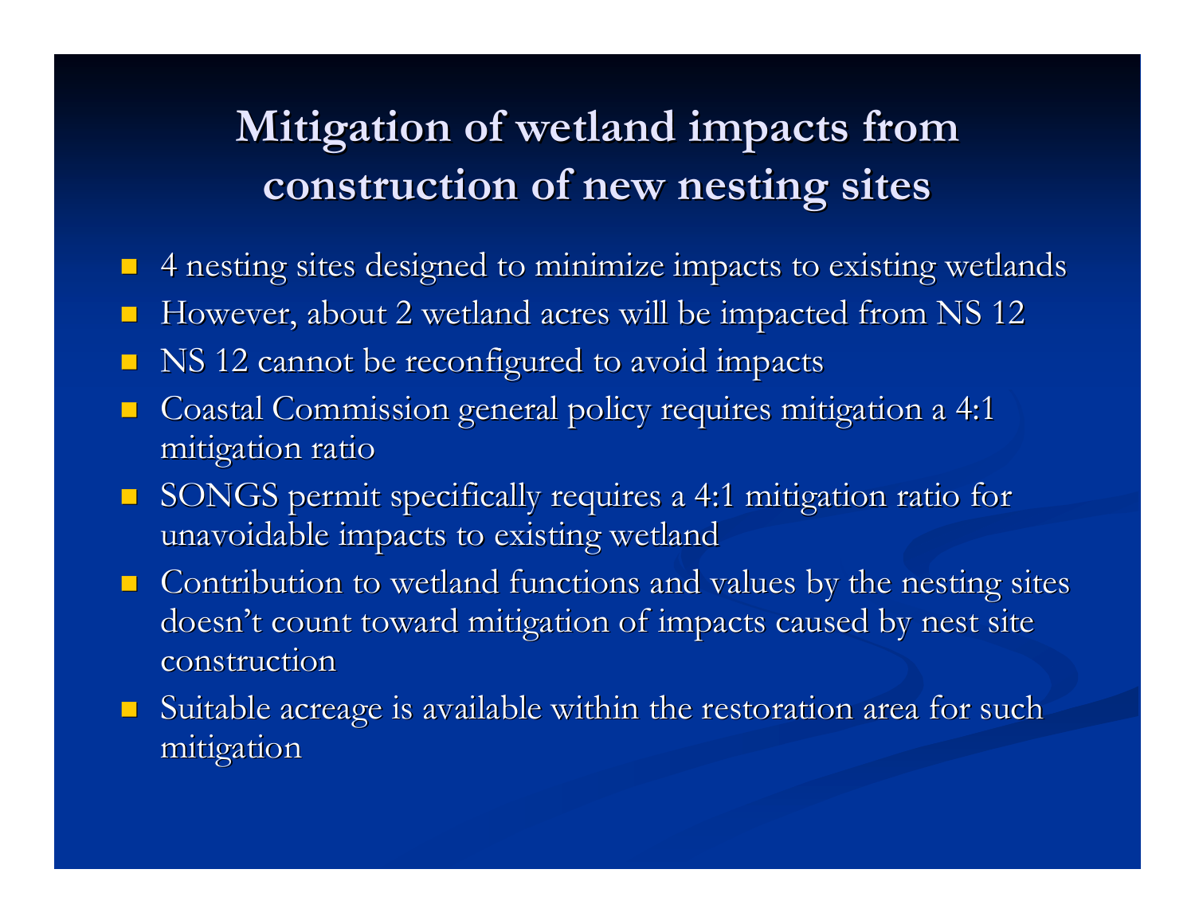# Mitigation of wetland impacts from construction of new nesting sites

- 4 nesting sites designed to minimize impacts to existing wetlands
- However, about 2 wetland acres will be impacted from NS 12
- NS 12 cannot be reconfigured to avoid impacts
- Coastal Commission general policy requires mitigation a 4:1 mitigation ratio
- SONGS permit specifically requires a 4:1 mitigation ratio for unavoidable impacts to existing wetland
- Contribution to wetland functions and values by the nesting sites doesn't count toward mitigation of impacts caused by nest site construction
- Suitable acreage is available within the restoration area for such mitigation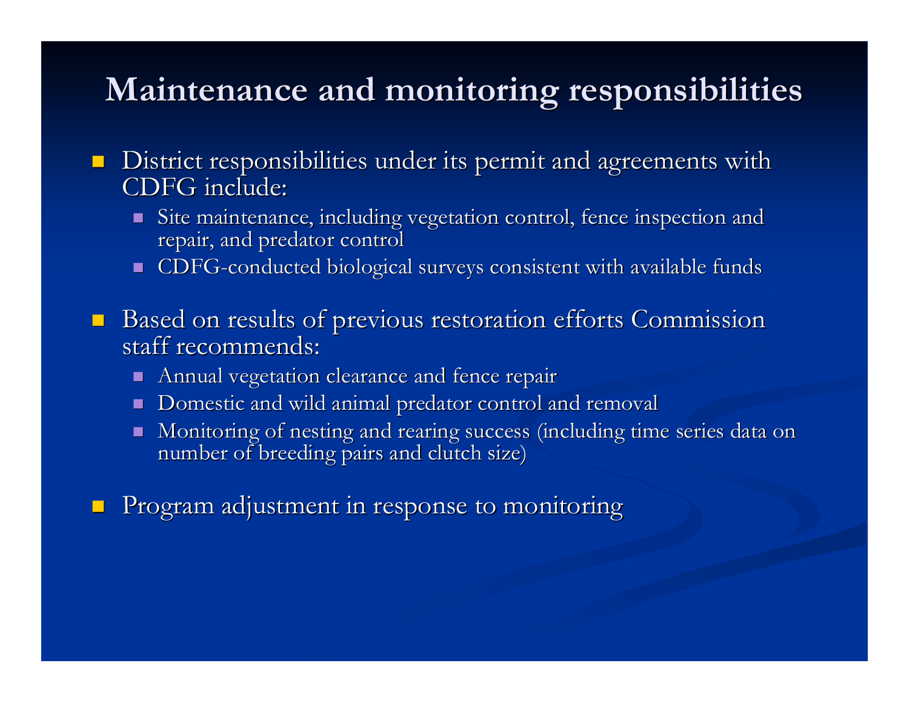# Maintenance and monitoring responsibilities

- District responsibilities under its permit and agreements with CDFG include:
  - Site maintenance, including vegetation control, fence inspection and repair, and predator control
  - CDFG-conducted biological surveys consistent with available funds
- Based on results of previous restoration efforts Commission staff recommends:
  - Annual vegetation clearance and fence repair
  - Domestic and wild animal predator control and removal
  - Monitoring of nesting and rearing success (including time series data on number of breeding pairs and clutch size)
- Program adjustment in response to monitoring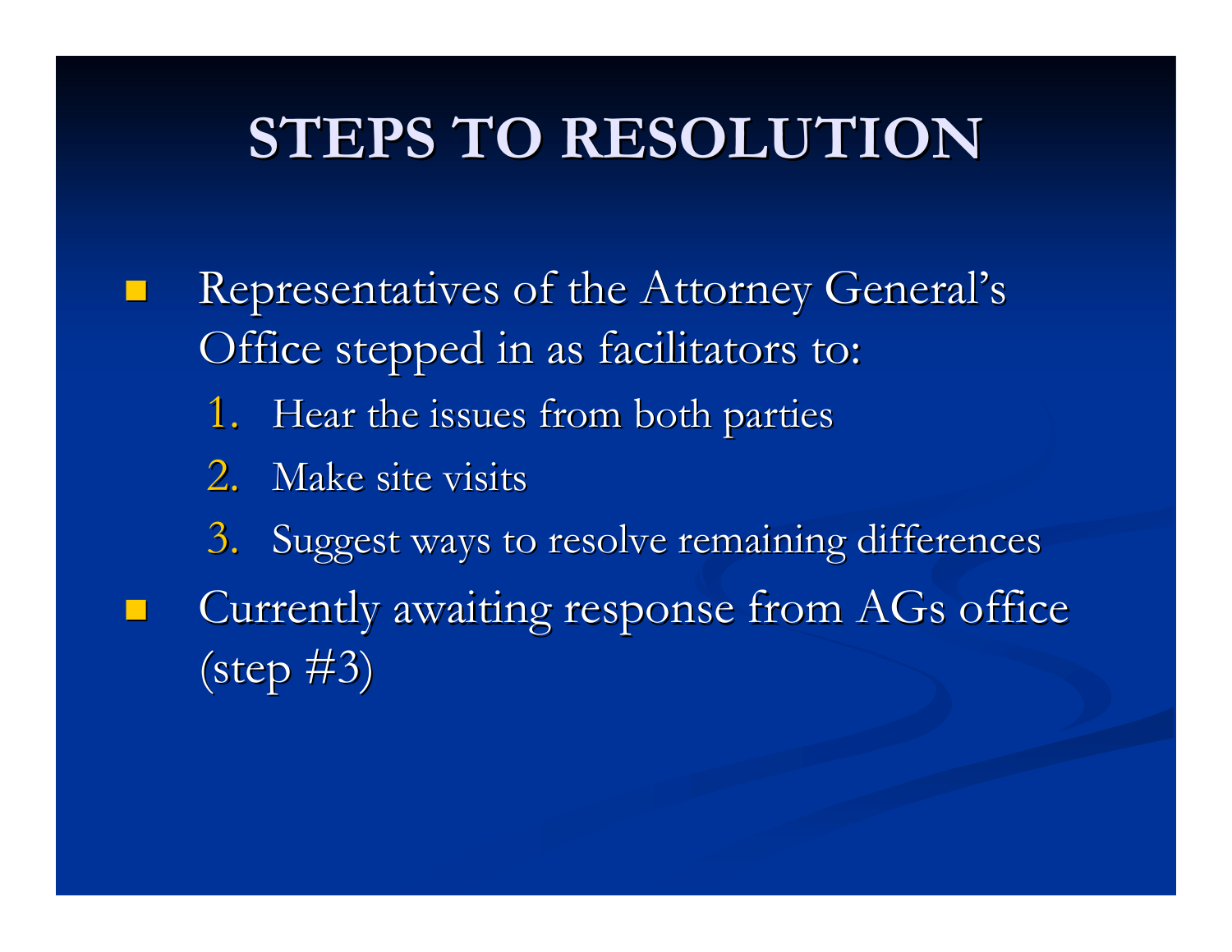# STEPS TO RESOLUTION

- Representatives of the Attorney General's Office stepped in as facilitators to:
  1. Hear the issues from both parties
  2. Make site visits
  3. Suggest ways to resolve remaining differences
- Currently awaiting response from AGs office (step #3)